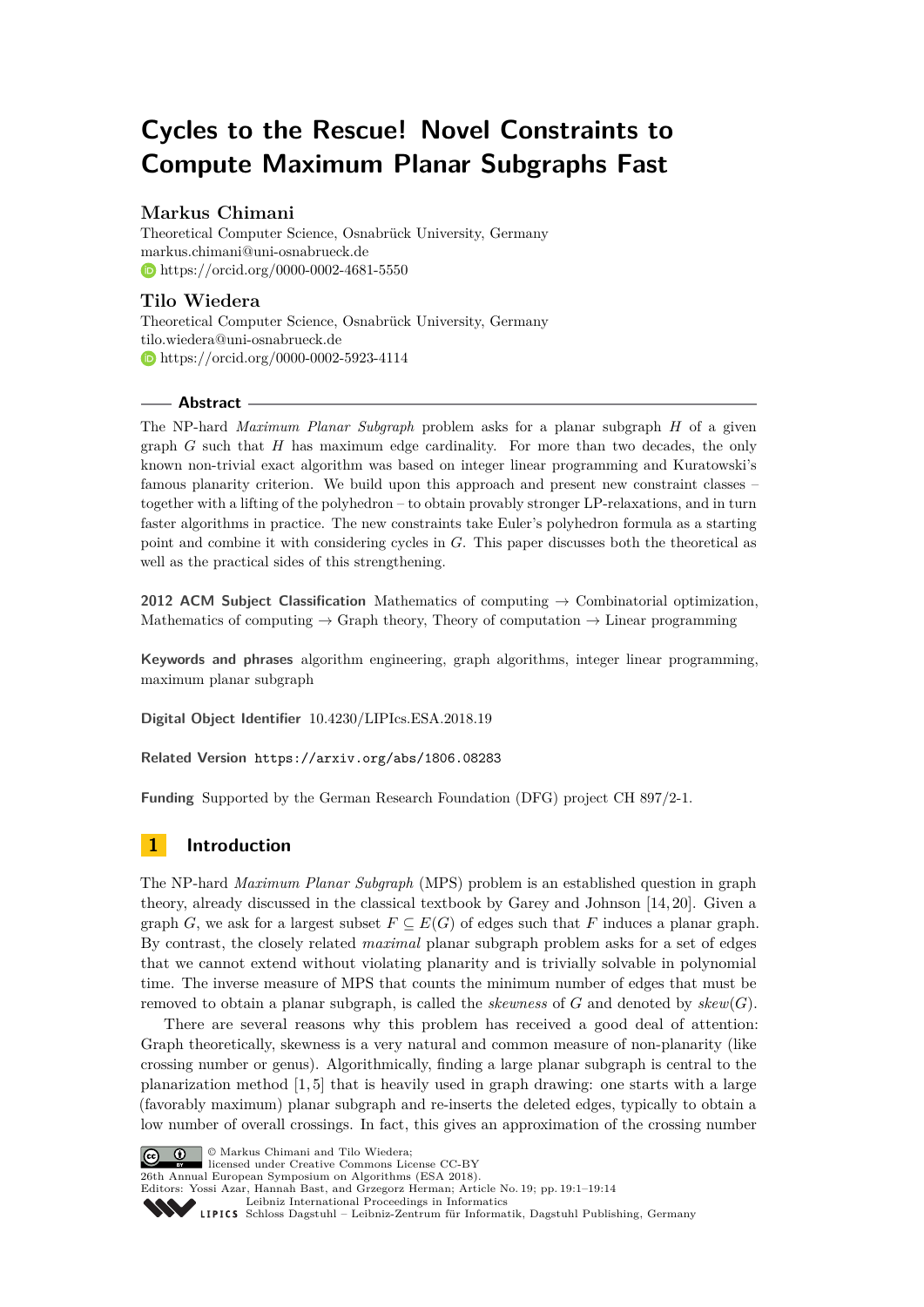# Cycles to the Rescue! Novel Constraints to Compute Maximum Planar Subgraphs Fast

**Markus Chimani**

Theoretical Computer Science, Osnabrück University, Germany
markus.chimani@uni-osnabrueck.de
https://orcid.org/0000-0002-4681-5550

**Tilo Wiedera**

Theoretical Computer Science, Osnabrück University, Germany
tilo.wiedera@uni-osnabrueck.de
https://orcid.org/0000-0002-5923-4114

## Abstract

The NP-hard *Maximum Planar Subgraph* problem asks for a planar subgraph $H$ of a given graph $G$ such that $H$ has maximum edge cardinality. For more than two decades, the only known non-trivial exact algorithm was based on integer linear programming and Kuratowski's famous planarity criterion. We build upon this approach and present new constraint classes – together with a lifting of the polyhedron – to obtain provably stronger LP-relaxations, and in turn faster algorithms in practice. The new constraints take Euler's polyhedron formula as a starting point and combine it with considering cycles in $G$. This paper discusses both the theoretical as well as the practical sides of this strengthening.

**2012 ACM Subject Classification** Mathematics of computing → Combinatorial optimization, Mathematics of computing → Graph theory, Theory of computation → Linear programming

**Keywords and phrases** algorithm engineering, graph algorithms, integer linear programming, maximum planar subgraph

**Digital Object Identifier** 10.4230/LIPIcs.ESA.2018.19

**Related Version** https://arxiv.org/abs/1806.08283

**Funding** Supported by the German Research Foundation (DFG) project CH 897/2-1.

## 1 Introduction

The NP-hard *Maximum Planar Subgraph* (MPS) problem is an established question in graph theory, already discussed in the classical textbook by Garey and Johnson [14, 20]. Given a graph $G$, we ask for a largest subset $F \subseteq E(G)$ of edges such that $F$ induces a planar graph. By contrast, the closely related *maximal* planar subgraph problem asks for a set of edges that we cannot extend without violating planarity and is trivially solvable in polynomial time. The inverse measure of MPS that counts the minimum number of edges that must be removed to obtain a planar subgraph, is called the *skewness* of $G$ and denoted by *skew*($G$).

There are several reasons why this problem has received a good deal of attention: Graph theoretically, skewness is a very natural and common measure of non-planarity (like crossing number or genus). Algorithmically, finding a large planar subgraph is central to the planarization method [1, 5] that is heavily used in graph drawing: one starts with a large (favorably maximum) planar subgraph and re-inserts the deleted edges, typically to obtain a low number of overall crossings. In fact, this gives an approximation of the crossing number

© Markus Chimani and Tilo Wiedera;
licensed under Creative Commons License CC-BY
26th Annual European Symposium on Algorithms (ESA 2018).
Editors: Yossi Azar, Hannah Bast, and Grzegorz Herman; Article No. 19; pp. 19:1–19:14
Leibniz International Proceedings in Informatics
Schloss Dagstuhl – Leibniz-Zentrum für Informatik, Dagstuhl Publishing, Germany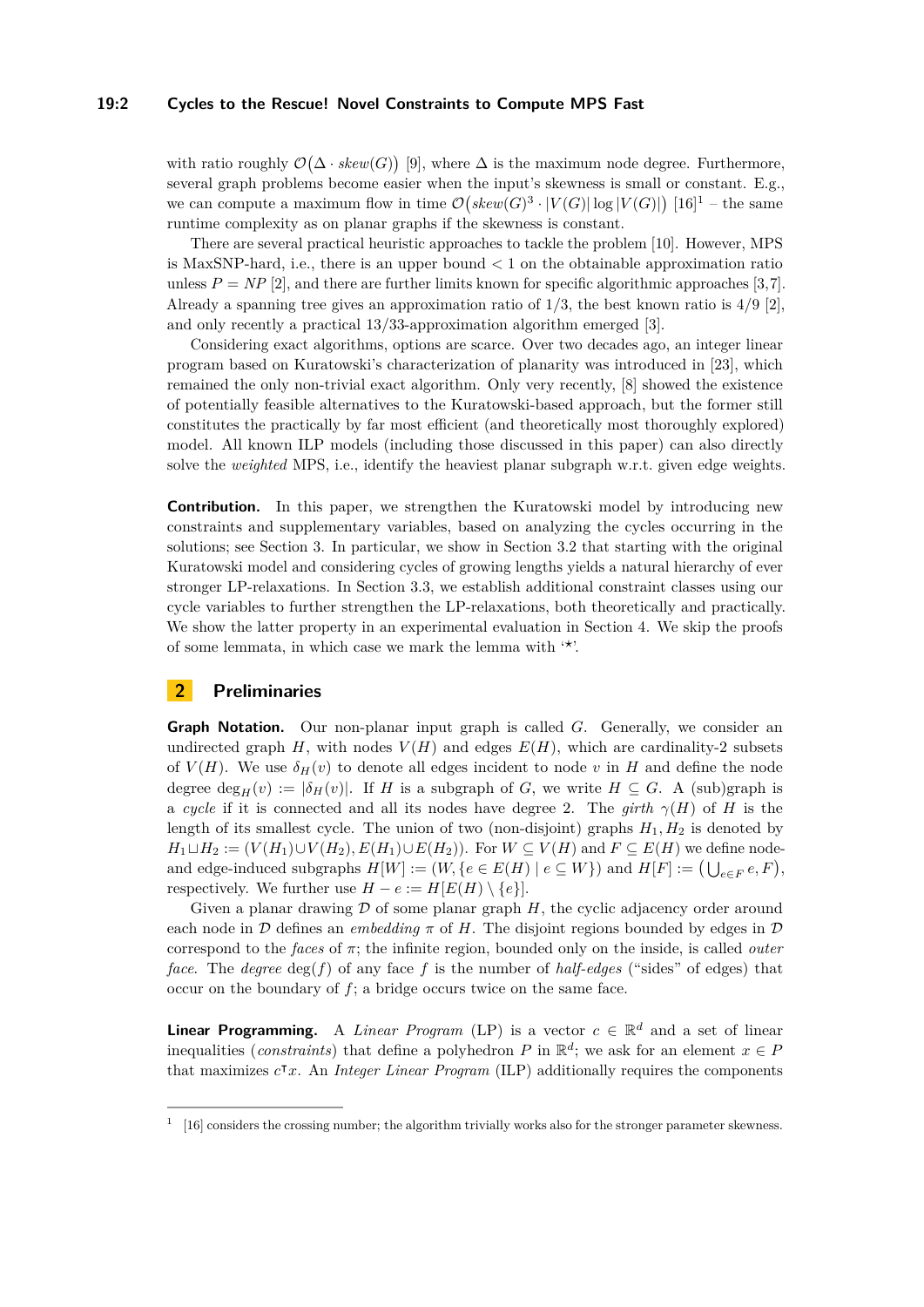with ratio roughly $\mathcal{O}(\Delta \cdot \mathit{skew}(G))$ [9], where $\Delta$ is the maximum node degree. Furthermore, several graph problems become easier when the input's skewness is small or constant. E.g., we can compute a maximum flow in time $\mathcal{O}(\mathit{skew}(G)^3 \cdot |V(G)| \log |V(G)|)$ [16][1] – the same runtime complexity as on planar graphs if the skewness is constant.

There are several practical heuristic approaches to tackle the problem [10]. However, MPS is MaxSNP-hard, i.e., there is an upper bound $< 1$ on the obtainable approximation ratio unless $P = NP$ [2], and there are further limits known for specific algorithmic approaches [3,7]. Already a spanning tree gives an approximation ratio of 1/3, the best known ratio is 4/9 [2], and only recently a practical 13/33-approximation algorithm emerged [3].

Considering exact algorithms, options are scarce. Over two decades ago, an integer linear program based on Kuratowski's characterization of planarity was introduced in [23], which remained the only non-trivial exact algorithm. Only very recently, [8] showed the existence of potentially feasible alternatives to the Kuratowski-based approach, but the former still constitutes the practically by far most efficient (and theoretically most thoroughly explored) model. All known ILP models (including those discussed in this paper) can also directly solve the *weighted* MPS, i.e., identify the heaviest planar subgraph w.r.t. given edge weights.

**Contribution.** In this paper, we strengthen the Kuratowski model by introducing new constraints and supplementary variables, based on analyzing the cycles occurring in the solutions; see Section 3. In particular, we show in Section 3.2 that starting with the original Kuratowski model and considering cycles of growing lengths yields a natural hierarchy of ever stronger LP-relaxations. In Section 3.3, we establish additional constraint classes using our cycle variables to further strengthen the LP-relaxations, both theoretically and practically. We show the latter property in an experimental evaluation in Section 4. We skip the proofs of some lemmata, in which case we mark the lemma with '$\star$'.

## 2 Preliminaries

**Graph Notation.** Our non-planar input graph is called $G$. Generally, we consider an undirected graph $H$, with nodes $V(H)$ and edges $E(H)$, which are cardinality-2 subsets of $V(H)$. We use $\delta_H(v)$ to denote all edges incident to node $v$ in $H$ and define the node degree $\deg_H(v) := |\delta_H(v)|$. If $H$ is a subgraph of $G$, we write $H \subseteq G$. A (sub)graph is a *cycle* if it is connected and all its nodes have degree 2. The *girth* $\gamma(H)$ of $H$ is the length of its smallest cycle. The union of two (non-disjoint) graphs $H_1, H_2$ is denoted by $H_1 \sqcup H_2 := (V(H_1) \cup V(H_2), E(H_1) \cup E(H_2))$. For $W \subseteq V(H)$ and $F \subseteq E(H)$ we define node- and edge-induced subgraphs $H[W] := (W, \{e \in E(H) \mid e \subseteq W\})$ and $H[F] := \left(\bigcup_{e \in F} e, F\right)$, respectively. We further use $H - e := H[E(H) \setminus \{e\}]$.

Given a planar drawing $\mathcal{D}$ of some planar graph $H$, the cyclic adjacency order around each node in $\mathcal{D}$ defines an *embedding* $\pi$ of $H$. The disjoint regions bounded by edges in $\mathcal{D}$ correspond to the *faces* of $\pi$; the infinite region, bounded only on the inside, is called *outer face*. The *degree* $\deg(f)$ of any face $f$ is the number of *half-edges* ("sides" of edges) that occur on the boundary of $f$; a bridge occurs twice on the same face.

**Linear Programming.** A *Linear Program* (LP) is a vector $c \in \mathbb{R}^d$ and a set of linear inequalities (*constraints*) that define a polyhedron $P$ in $\mathbb{R}^d$; we ask for an element $x \in P$ that maximizes $c^\intercal x$. An *Integer Linear Program* (ILP) additionally requires the components

[1] [16] considers the crossing number; the algorithm trivially works also for the stronger parameter skewness.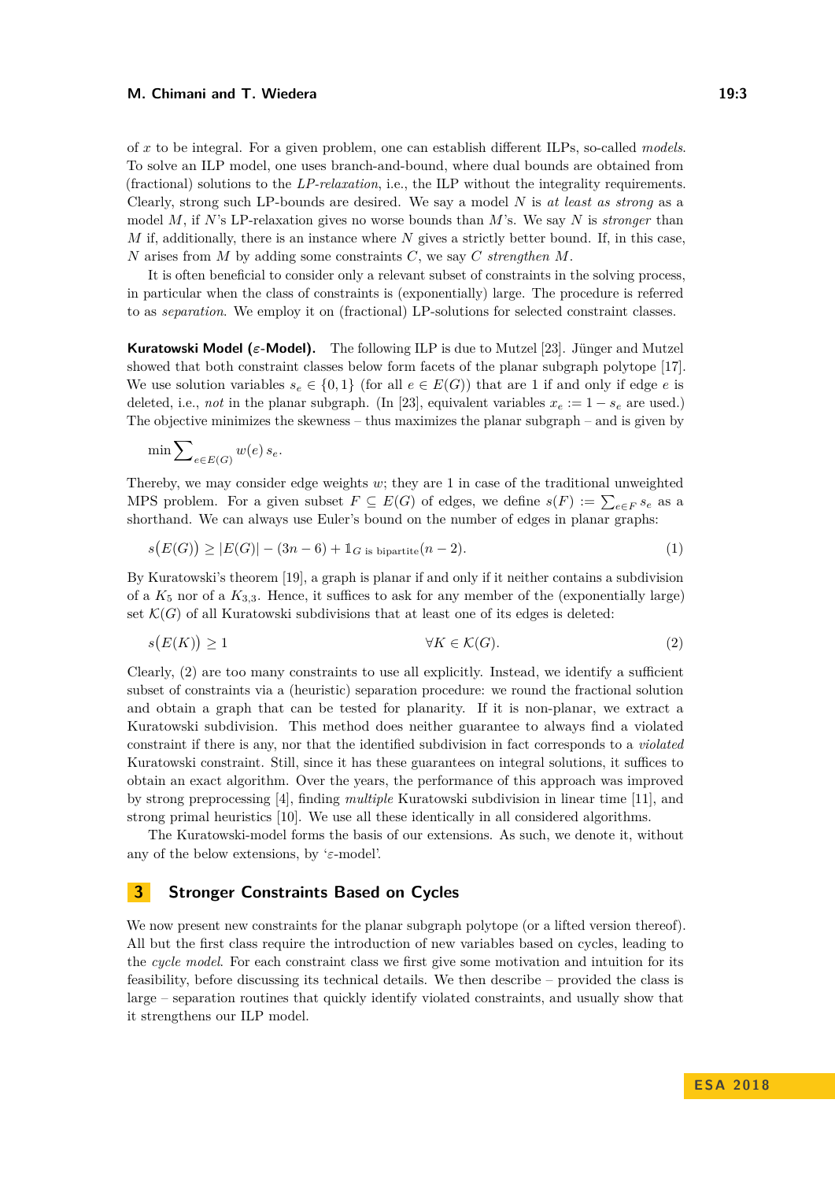of $x$ to be integral. For a given problem, one can establish different ILPs, so-called *models*. To solve an ILP model, one uses branch-and-bound, where dual bounds are obtained from (fractional) solutions to the *LP-relaxation*, i.e., the ILP without the integrality requirements. Clearly, strong such LP-bounds are desired. We say a model $N$ is *at least as strong* as a model $M$, if $N$'s LP-relaxation gives no worse bounds than $M$'s. We say $N$ is *stronger* than $M$ if, additionally, there is an instance where $N$ gives a strictly better bound. If, in this case, $N$ arises from $M$ by adding some constraints $C$, we say $C$ *strengthen* $M$.

It is often beneficial to consider only a relevant subset of constraints in the solving process, in particular when the class of constraints is (exponentially) large. The procedure is referred to as *separation*. We employ it on (fractional) LP-solutions for selected constraint classes.

**Kuratowski Model ($\varepsilon$-Model).** The following ILP is due to Mutzel [23]. Jünger and Mutzel showed that both constraint classes below form facets of the planar subgraph polytope [17]. We use solution variables $s_e \in \{0,1\}$ (for all $e \in E(G)$) that are 1 if and only if edge $e$ is deleted, i.e., *not* in the planar subgraph. (In [23], equivalent variables $x_e := 1 - s_e$ are used.) The objective minimizes the skewness – thus maximizes the planar subgraph – and is given by

$$\min \sum_{e \in E(G)} w(e)\, s_e.$$

Thereby, we may consider edge weights $w$; they are 1 in case of the traditional unweighted MPS problem. For a given subset $F \subseteq E(G)$ of edges, we define $s(F) := \sum_{e \in F} s_e$ as a shorthand. We can always use Euler's bound on the number of edges in planar graphs:

$$s\big(E(G)\big) \geq |E(G)| - (3n - 6) + \mathbb{1}_{G \text{ is bipartite}}(n - 2). \tag{1}$$

By Kuratowski's theorem [19], a graph is planar if and only if it neither contains a subdivision of a $K_5$ nor of a $K_{3,3}$. Hence, it suffices to ask for any member of the (exponentially large) set $\mathcal{K}(G)$ of all Kuratowski subdivisions that at least one of its edges is deleted:

$$s\big(E(K)\big) \geq 1 \qquad\qquad \forall K \in \mathcal{K}(G). \tag{2}$$

Clearly, (2) are too many constraints to use all explicitly. Instead, we identify a sufficient subset of constraints via a (heuristic) separation procedure: we round the fractional solution and obtain a graph that can be tested for planarity. If it is non-planar, we extract a Kuratowski subdivision. This method does neither guarantee to always find a violated constraint if there is any, nor that the identified subdivision in fact corresponds to a *violated* Kuratowski constraint. Still, since it has these guarantees on integral solutions, it suffices to obtain an exact algorithm. Over the years, the performance of this approach was improved by strong preprocessing [4], finding *multiple* Kuratowski subdivision in linear time [11], and strong primal heuristics [10]. We use all these identically in all considered algorithms.

The Kuratowski-model forms the basis of our extensions. As such, we denote it, without any of the below extensions, by '$\varepsilon$-model'.

## 3 Stronger Constraints Based on Cycles

We now present new constraints for the planar subgraph polytope (or a lifted version thereof). All but the first class require the introduction of new variables based on cycles, leading to the *cycle model*. For each constraint class we first give some motivation and intuition for its feasibility, before discussing its technical details. We then describe – provided the class is large – separation routines that quickly identify violated constraints, and usually show that it strengthens our ILP model.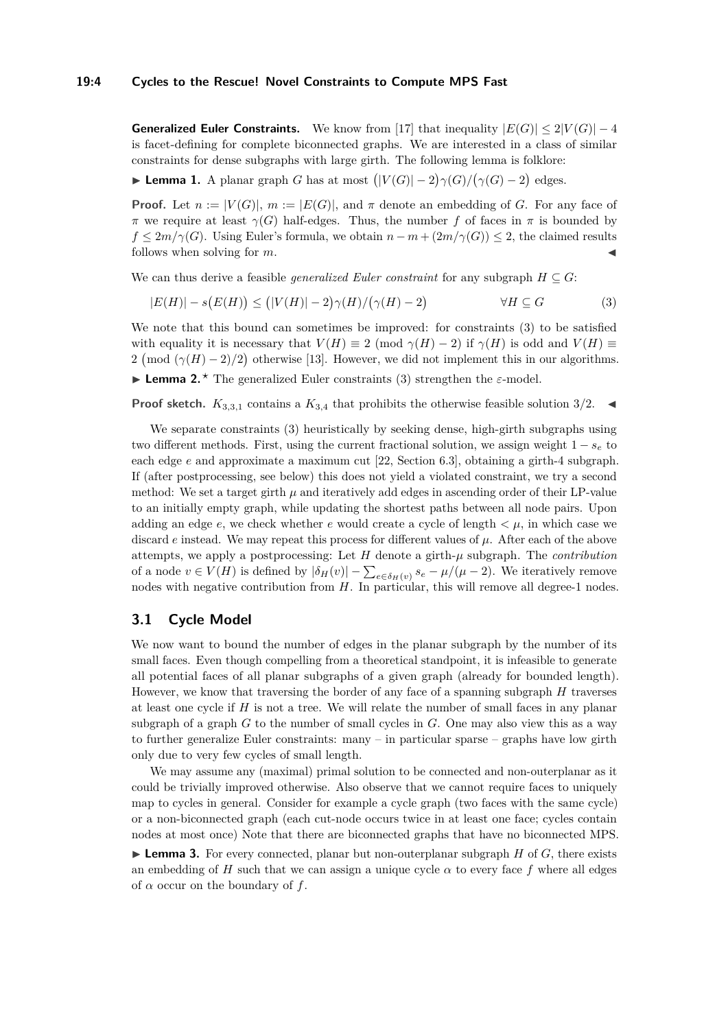**Generalized Euler Constraints.** We know from [17] that inequality $|E(G)| \leq 2|V(G)| - 4$ is facet-defining for complete biconnected graphs. We are interested in a class of similar constraints for dense subgraphs with large girth. The following lemma is folklore:

▶ **Lemma 1.** A planar graph $G$ has at most $\big(|V(G)| - 2\big)\gamma(G)/\big(\gamma(G) - 2\big)$ edges.

**Proof.** Let $n := |V(G)|$, $m := |E(G)|$, and $\pi$ denote an embedding of $G$. For any face of $\pi$ we require at least $\gamma(G)$ half-edges. Thus, the number $f$ of faces in $\pi$ is bounded by $f \leq 2m/\gamma(G)$. Using Euler's formula, we obtain $n - m + (2m/\gamma(G)) \leq 2$, the claimed results follows when solving for $m$. ◀

We can thus derive a feasible *generalized Euler constraint* for any subgraph $H \subseteq G$:

$$|E(H)| - s\big(E(H)\big) \leq \big(|V(H)| - 2\big)\gamma(H)/\big(\gamma(H) - 2\big) \qquad \forall H \subseteq G \tag{3}$$

We note that this bound can sometimes be improved: for constraints (3) to be satisfied with equality it is necessary that $V(H) \equiv 2 \pmod{\gamma(H) - 2}$ if $\gamma(H)$ is odd and $V(H) \equiv 2 \big(\bmod\ (\gamma(H) - 2)/2\big)$ otherwise [13]. However, we did not implement this in our algorithms.

▶ **Lemma 2.** ⋆ The generalized Euler constraints (3) strengthen the $\varepsilon$-model.

**Proof sketch.** $K_{3,3,1}$ contains a $K_{3,4}$ that prohibits the otherwise feasible solution $3/2$. ◀

We separate constraints (3) heuristically by seeking dense, high-girth subgraphs using two different methods. First, using the current fractional solution, we assign weight $1 - s_e$ to each edge $e$ and approximate a maximum cut [22, Section 6.3], obtaining a girth-4 subgraph. If (after postprocessing, see below) this does not yield a violated constraint, we try a second method: We set a target girth $\mu$ and iteratively add edges in ascending order of their LP-value to an initially empty graph, while updating the shortest paths between all node pairs. Upon adding an edge $e$, we check whether $e$ would create a cycle of length $< \mu$, in which case we discard $e$ instead. We may repeat this process for different values of $\mu$. After each of the above attempts, we apply a postprocessing: Let $H$ denote a girth-$\mu$ subgraph. The *contribution* of a node $v \in V(H)$ is defined by $|\delta_H(v)| - \sum_{e \in \delta_H(v)} s_e - \mu/(\mu - 2)$. We iteratively remove nodes with negative contribution from $H$. In particular, this will remove all degree-1 nodes.

## 3.1 Cycle Model

We now want to bound the number of edges in the planar subgraph by the number of its small faces. Even though compelling from a theoretical standpoint, it is infeasible to generate all potential faces of all planar subgraphs of a given graph (already for bounded length). However, we know that traversing the border of any face of a spanning subgraph $H$ traverses at least one cycle if $H$ is not a tree. We will relate the number of small faces in any planar subgraph of a graph $G$ to the number of small cycles in $G$. One may also view this as a way to further generalize Euler constraints: many – in particular sparse – graphs have low girth only due to very few cycles of small length.

We may assume any (maximal) primal solution to be connected and non-outerplanar as it could be trivially improved otherwise. Also observe that we cannot require faces to uniquely map to cycles in general. Consider for example a cycle graph (two faces with the same cycle) or a non-biconnected graph (each cut-node occurs twice in at least one face; cycles contain nodes at most once) Note that there are biconnected graphs that have no biconnected MPS.

▶ **Lemma 3.** For every connected, planar but non-outerplanar subgraph $H$ of $G$, there exists an embedding of $H$ such that we can assign a unique cycle $\alpha$ to every face $f$ where all edges of $\alpha$ occur on the boundary of $f$.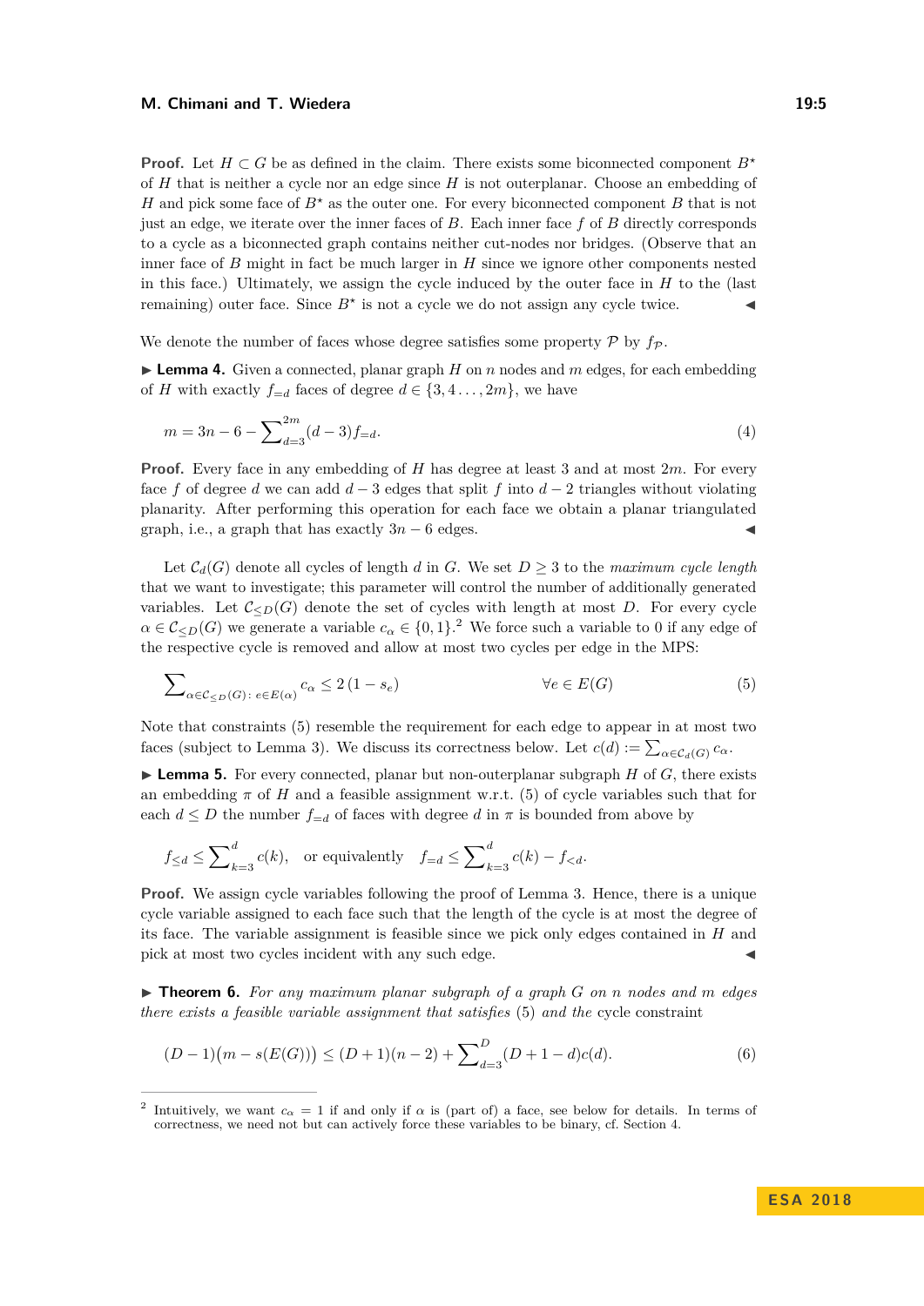**Proof.** Let $H \subset G$ be as defined in the claim. There exists some biconnected component $B^\star$ of $H$ that is neither a cycle nor an edge since $H$ is not outerplanar. Choose an embedding of $H$ and pick some face of $B^\star$ as the outer one. For every biconnected component $B$ that is not just an edge, we iterate over the inner faces of $B$. Each inner face $f$ of $B$ directly corresponds to a cycle as a biconnected graph contains neither cut-nodes nor bridges. (Observe that an inner face of $B$ might in fact be much larger in $H$ since we ignore other components nested in this face.) Ultimately, we assign the cycle induced by the outer face in $H$ to the (last remaining) outer face. Since $B^\star$ is not a cycle we do not assign any cycle twice. ◀

We denote the number of faces whose degree satisfies some property $\mathcal{P}$ by $f_{\mathcal{P}}$.

▶ **Lemma 4.** Given a connected, planar graph $H$ on $n$ nodes and $m$ edges, for each embedding of $H$ with exactly $f_{=d}$ faces of degree $d \in \{3, 4 \ldots, 2m\}$, we have

$$m = 3n - 6 - \sum\nolimits_{d=3}^{2m} (d-3) f_{=d}. \tag{4}$$

**Proof.** Every face in any embedding of $H$ has degree at least 3 and at most $2m$. For every face $f$ of degree $d$ we can add $d-3$ edges that split $f$ into $d-2$ triangles without violating planarity. After performing this operation for each face we obtain a planar triangulated graph, i.e., a graph that has exactly $3n-6$ edges. ◀

Let $\mathcal{C}_d(G)$ denote all cycles of length $d$ in $G$. We set $D \geq 3$ to the *maximum cycle length* that we want to investigate; this parameter will control the number of additionally generated variables. Let $\mathcal{C}_{\leq D}(G)$ denote the set of cycles with length at most $D$. For every cycle $\alpha \in \mathcal{C}_{\leq D}(G)$ we generate a variable $c_\alpha \in \{0, 1\}$.[2] We force such a variable to 0 if any edge of the respective cycle is removed and allow at most two cycles per edge in the MPS:

$$\sum\nolimits_{\alpha \in \mathcal{C}_{\leq D}(G):\, e \in E(\alpha)} c_\alpha \leq 2\,(1 - s_e) \qquad\qquad \forall e \in E(G) \tag{5}$$

Note that constraints (5) resemble the requirement for each edge to appear in at most two faces (subject to Lemma 3). We discuss its correctness below. Let $c(d) := \sum_{\alpha \in \mathcal{C}_d(G)} c_\alpha$.

▶ **Lemma 5.** For every connected, planar but non-outerplanar subgraph $H$ of $G$, there exists an embedding $\pi$ of $H$ and a feasible assignment w.r.t. (5) of cycle variables such that for each $d \leq D$ the number $f_{=d}$ of faces with degree $d$ in $\pi$ is bounded from above by

$$f_{\leq d} \leq \sum\nolimits_{k=3}^{d} c(k), \quad \text{or equivalently} \quad f_{=d} \leq \sum\nolimits_{k=3}^{d} c(k) - f_{<d}.$$

**Proof.** We assign cycle variables following the proof of Lemma 3. Hence, there is a unique cycle variable assigned to each face such that the length of the cycle is at most the degree of its face. The variable assignment is feasible since we pick only edges contained in $H$ and pick at most two cycles incident with any such edge. ◀

▶ **Theorem 6.** *For any maximum planar subgraph of a graph $G$ on $n$ nodes and $m$ edges there exists a feasible variable assignment that satisfies* (5) *and the* cycle constraint

$$(D-1)\big(m - s(E(G))\big) \leq (D+1)(n-2) + \sum\nolimits_{d=3}^{D} (D+1-d) c(d). \tag{6}$$

---

[2] Intuitively, we want $c_\alpha = 1$ if and only if $\alpha$ is (part of) a face, see below for details. In terms of correctness, we need not but can actively force these variables to be binary, cf. Section 4.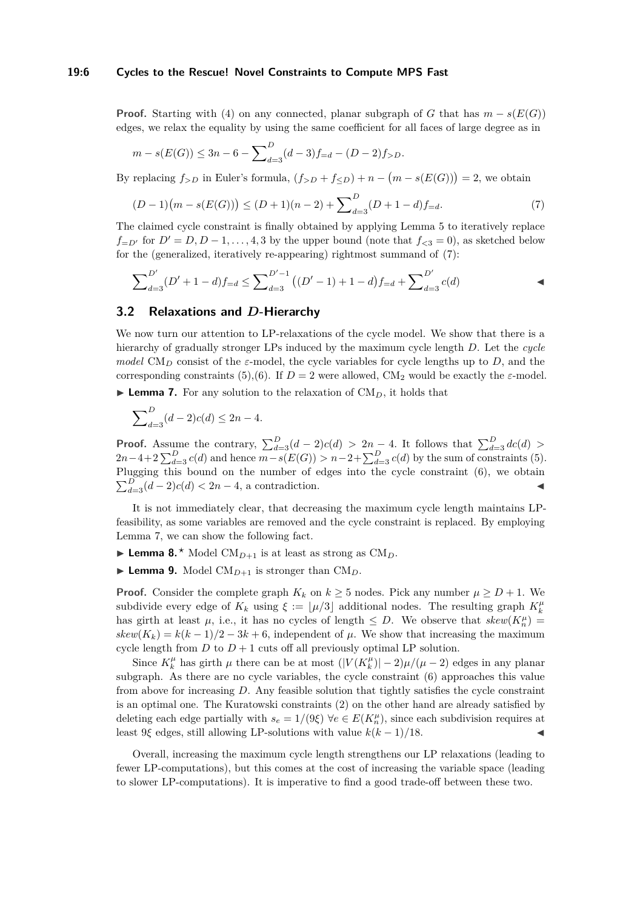**Proof.** Starting with (4) on any connected, planar subgraph of $G$ that has $m - s(E(G))$ edges, we relax the equality by using the same coefficient for all faces of large degree as in

$$m - s(E(G)) \leq 3n - 6 - \sum_{d=3}^{D} (d-3) f_{=d} - (D-2) f_{>D}.$$

By replacing $f_{>D}$ in Euler's formula, $(f_{>D} + f_{\leq D}) + n - \big(m - s(E(G))\big) = 2$, we obtain

$$(D-1)\big(m - s(E(G))\big) \leq (D+1)(n-2) + \sum_{d=3}^{D} (D+1-d) f_{=d}. \tag{7}$$

The claimed cycle constraint is finally obtained by applying Lemma 5 to iteratively replace $f_{=D'}$ for $D' = D, D-1, \ldots, 4, 3$ by the upper bound (note that $f_{<3} = 0$), as sketched below for the (generalized, iteratively re-appearing) rightmost summand of (7):

$$\sum_{d=3}^{D'} (D'+1-d) f_{=d} \leq \sum_{d=3}^{D'-1} \big((D'-1)+1-d\big) f_{=d} + \sum_{d=3}^{D'} c(d)$$ ◀

## 3.2 Relaxations and $D$-Hierarchy

We now turn our attention to LP-relaxations of the cycle model. We show that there is a hierarchy of gradually stronger LPs induced by the maximum cycle length $D$. Let the *cycle model* $\mathrm{CM}_D$ consist of the $\varepsilon$-model, the cycle variables for cycle lengths up to $D$, and the corresponding constraints (5),(6). If $D = 2$ were allowed, $\mathrm{CM}_2$ would be exactly the $\varepsilon$-model.

▶ **Lemma 7.** For any solution to the relaxation of $\mathrm{CM}_D$, it holds that

$$\sum_{d=3}^{D} (d-2) c(d) \leq 2n - 4.$$

**Proof.** Assume the contrary, $\sum_{d=3}^{D} (d-2)c(d) > 2n-4$. It follows that $\sum_{d=3}^{D} dc(d) > 2n-4+2\sum_{d=3}^{D} c(d)$ and hence $m - s(E(G)) > n-2+\sum_{d=3}^{D} c(d)$ by the sum of constraints (5). Plugging this bound on the number of edges into the cycle constraint (6), we obtain $\sum_{d=3}^{D} (d-2)c(d) < 2n-4$, a contradiction. ◀

It is not immediately clear, that decreasing the maximum cycle length maintains LP-feasibility, as some variables are removed and the cycle constraint is replaced. By employing Lemma 7, we can show the following fact.

▶ **Lemma 8.**[⋆] Model $\mathrm{CM}_{D+1}$ is at least as strong as $\mathrm{CM}_D$.

▶ **Lemma 9.** Model $\mathrm{CM}_{D+1}$ is stronger than $\mathrm{CM}_D$.

**Proof.** Consider the complete graph $K_k$ on $k \geq 5$ nodes. Pick any number $\mu \geq D+1$. We subdivide every edge of $K_k$ using $\xi := \lfloor \mu/3 \rfloor$ additional nodes. The resulting graph $K_k^\mu$ has girth at least $\mu$, i.e., it has no cycles of length $\leq D$. We observe that $skew(K_n^\mu) = skew(K_k) = k(k-1)/2 - 3k + 6$, independent of $\mu$. We show that increasing the maximum cycle length from $D$ to $D+1$ cuts off all previously optimal LP solution.

Since $K_k^\mu$ has girth $\mu$ there can be at most $(|V(K_k^\mu)| - 2)\mu/(\mu-2)$ edges in any planar subgraph. As there are no cycle variables, the cycle constraint (6) approaches this value from above for increasing $D$. Any feasible solution that tightly satisfies the cycle constraint is an optimal one. The Kuratowski constraints (2) on the other hand are already satisfied by deleting each edge partially with $s_e = 1/(9\xi)$ $\forall e \in E(K_n^\mu)$, since each subdivision requires at least $9\xi$ edges, still allowing LP-solutions with value $k(k-1)/18$. ◀

Overall, increasing the maximum cycle length strengthens our LP relaxations (leading to fewer LP-computations), but this comes at the cost of increasing the variable space (leading to slower LP-computations). It is imperative to find a good trade-off between these two.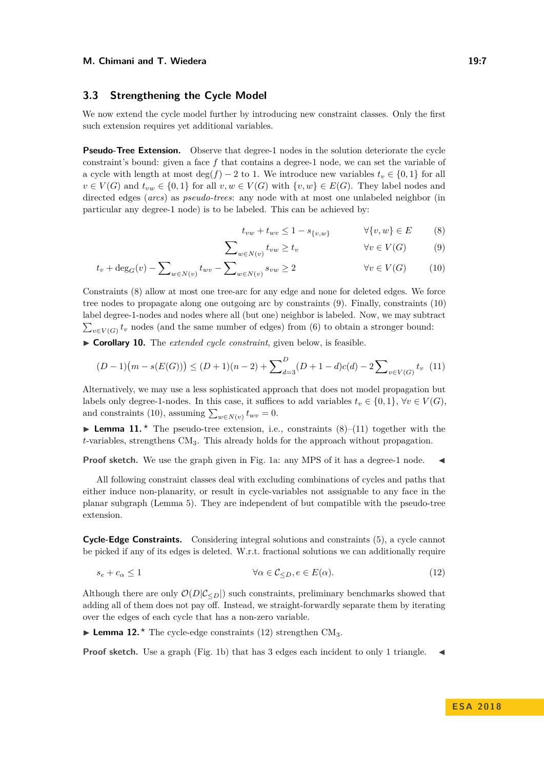## 3.3 Strengthening the Cycle Model

We now extend the cycle model further by introducing new constraint classes. Only the first such extension requires yet additional variables.

**Pseudo-Tree Extension.** Observe that degree-1 nodes in the solution deteriorate the cycle constraint's bound: given a face $f$ that contains a degree-1 node, we can set the variable of a cycle with length at most $\deg(f) - 2$ to 1. We introduce new variables $t_v \in \{0,1\}$ for all $v \in V(G)$ and $t_{vw} \in \{0,1\}$ for all $v, w \in V(G)$ with $\{v,w\} \in E(G)$. They label nodes and directed edges (*arcs*) as *pseudo-trees*: any node with at most one unlabeled neighbor (in particular any degree-1 node) is to be labeled. This can be achieved by:

$$t_{vw} + t_{wv} \leq 1 - s_{\{v,w\}} \qquad \forall \{v,w\} \in E \tag{8}$$

$$\sum\nolimits_{w \in N(v)} t_{vw} \geq t_v \qquad \forall v \in V(G) \tag{9}$$

$$t_v + \deg_G(v) - \sum\nolimits_{w \in N(v)} t_{wv} - \sum\nolimits_{w \in N(v)} s_{vw} \geq 2 \qquad \forall v \in V(G) \tag{10}$$

Constraints (8) allow at most one tree-arc for any edge and none for deleted edges. We force tree nodes to propagate along one outgoing arc by constraints (9). Finally, constraints (10) label degree-1-nodes and nodes where all (but one) neighbor is labeled. Now, we may subtract $\sum_{v \in V(G)} t_v$ nodes (and the same number of edges) from (6) to obtain a stronger bound:

▶ **Corollary 10.** The *extended cycle constraint*, given below, is feasible.

$$(D-1)\big(m - s(E(G))\big) \leq (D+1)(n-2) + \sum\nolimits_{d=3}^{D} (D+1-d)c(d) - 2\sum\nolimits_{v \in V(G)} t_v \tag{11}$$

Alternatively, we may use a less sophisticated approach that does not model propagation but labels only degree-1-nodes. In this case, it suffices to add variables $t_v \in \{0,1\}$, $\forall v \in V(G)$, and constraints (10), assuming $\sum_{w \in N(v)} t_{wv} = 0$.

▶ **Lemma 11.**\* The pseudo-tree extension, i.e., constraints (8)–(11) together with the $t$-variables, strengthens $\mathrm{CM}_3$. This already holds for the approach without propagation.

**Proof sketch.** We use the graph given in Fig. 1a: any MPS of it has a degree-1 node. ◀

All following constraint classes deal with excluding combinations of cycles and paths that either induce non-planarity, or result in cycle-variables not assignable to any face in the planar subgraph (Lemma 5). They are independent of but compatible with the pseudo-tree extension.

**Cycle-Edge Constraints.** Considering integral solutions and constraints (5), a cycle cannot be picked if any of its edges is deleted. W.r.t. fractional solutions we can additionally require

$$s_e + c_\alpha \leq 1 \qquad \forall \alpha \in \mathcal{C}_{\leq D}, e \in E(\alpha). \tag{12}$$

Although there are only $\mathcal{O}(D|\mathcal{C}_{\leq D}|)$ such constraints, preliminary benchmarks showed that adding all of them does not pay off. Instead, we straight-forwardly separate them by iterating over the edges of each cycle that has a non-zero variable.

▶ **Lemma 12.**\* The cycle-edge constraints (12) strengthen $\mathrm{CM}_3$.

**Proof sketch.** Use a graph (Fig. 1b) that has 3 edges each incident to only 1 triangle. ◀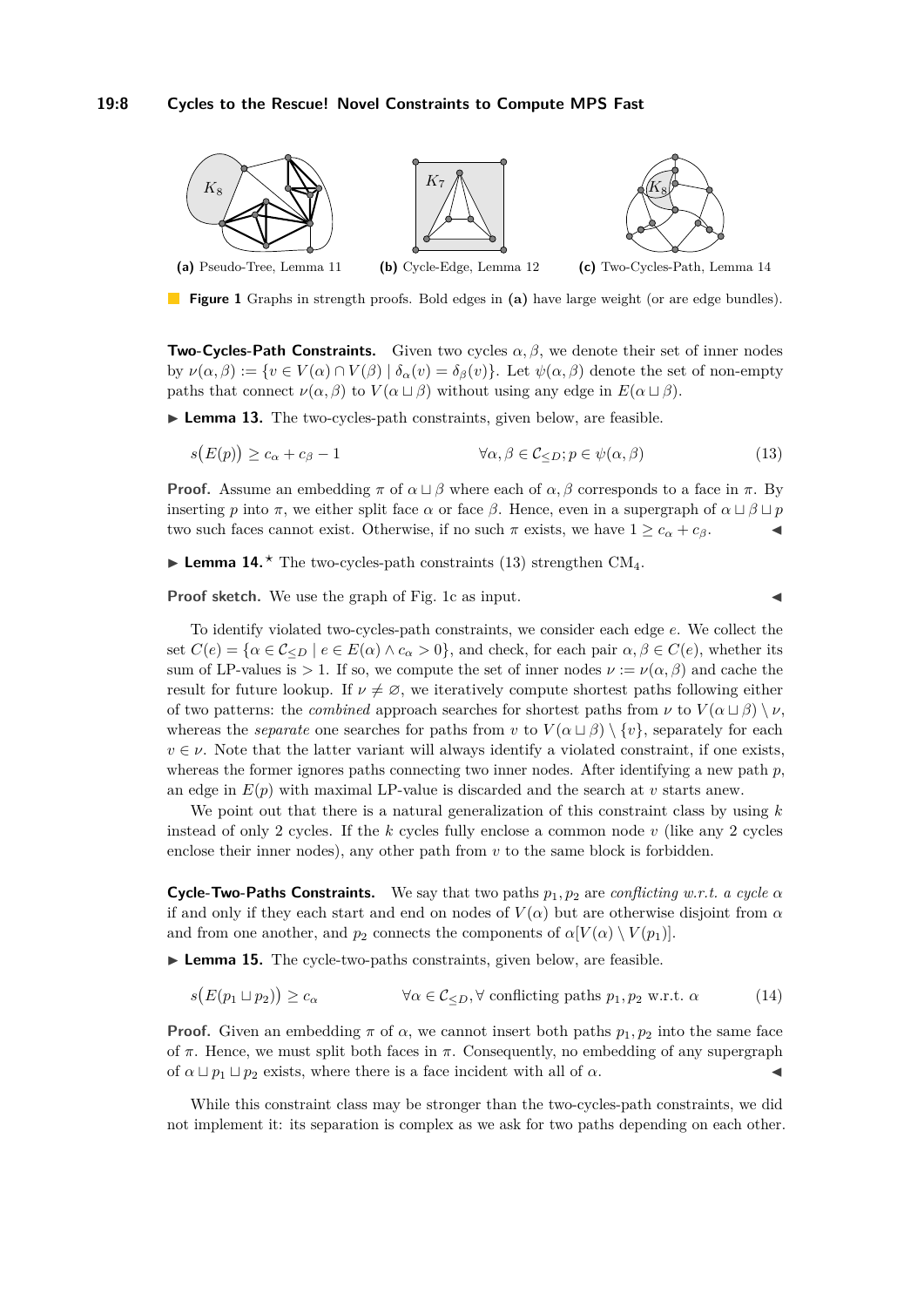$K_8$

$K_7$

$K_8$

**(a)** Pseudo-Tree, Lemma 11 **(b)** Cycle-Edge, Lemma 12 **(c)** Two-Cycles-Path, Lemma 14

**Figure 1** Graphs in strength proofs. Bold edges in **(a)** have large weight (or are edge bundles).

**Two-Cycles-Path Constraints.** Given two cycles $\alpha, \beta$, we denote their set of inner nodes by $\nu(\alpha,\beta) := \{v \in V(\alpha) \cap V(\beta) \mid \delta_\alpha(v) = \delta_\beta(v)\}$. Let $\psi(\alpha, \beta)$ denote the set of non-empty paths that connect $\nu(\alpha,\beta)$ to $V(\alpha \sqcup \beta)$ without using any edge in $E(\alpha \sqcup \beta)$.

▶ **Lemma 13.** The two-cycles-path constraints, given below, are feasible.

$$s\big(E(p)\big) \geq c_\alpha + c_\beta - 1 \qquad\qquad \forall \alpha, \beta \in \mathcal{C}_{\leq D}; p \in \psi(\alpha, \beta) \tag{13}$$

**Proof.** Assume an embedding $\pi$ of $\alpha \sqcup \beta$ where each of $\alpha, \beta$ corresponds to a face in $\pi$. By inserting $p$ into $\pi$, we either split face $\alpha$ or face $\beta$. Hence, even in a supergraph of $\alpha \sqcup \beta \sqcup p$ two such faces cannot exist. Otherwise, if no such $\pi$ exists, we have $1 \geq c_\alpha + c_\beta$. ◀

▶ **Lemma 14.**[⋆] The two-cycles-path constraints (13) strengthen $\text{CM}_4$.

**Proof sketch.** We use the graph of Fig. 1c as input. ◀

To identify violated two-cycles-path constraints, we consider each edge $e$. We collect the set $C(e) = \{\alpha \in \mathcal{C}_{\leq D} \mid e \in E(\alpha) \wedge c_\alpha > 0\}$, and check, for each pair $\alpha, \beta \in C(e)$, whether its sum of LP-values is $> 1$. If so, we compute the set of inner nodes $\nu := \nu(\alpha, \beta)$ and cache the result for future lookup. If $\nu \neq \varnothing$, we iteratively compute shortest paths following either of two patterns: the *combined* approach searches for shortest paths from $\nu$ to $V(\alpha \sqcup \beta) \setminus \nu$, whereas the *separate* one searches for paths from $v$ to $V(\alpha \sqcup \beta) \setminus \{v\}$, separately for each $v \in \nu$. Note that the latter variant will always identify a violated constraint, if one exists, whereas the former ignores paths connecting two inner nodes. After identifying a new path $p$, an edge in $E(p)$ with maximal LP-value is discarded and the search at $v$ starts anew.

We point out that there is a natural generalization of this constraint class by using $k$ instead of only 2 cycles. If the $k$ cycles fully enclose a common node $v$ (like any 2 cycles enclose their inner nodes), any other path from $v$ to the same block is forbidden.

**Cycle-Two-Paths Constraints.** We say that two paths $p_1, p_2$ are *conflicting w.r.t. a cycle* $\alpha$ if and only if they each start and end on nodes of $V(\alpha)$ but are otherwise disjoint from $\alpha$ and from one another, and $p_2$ connects the components of $\alpha[V(\alpha) \setminus V(p_1)]$.

▶ **Lemma 15.** The cycle-two-paths constraints, given below, are feasible.

$$s\big(E(p_1 \sqcup p_2)\big) \geq c_\alpha \qquad\qquad \forall \alpha \in \mathcal{C}_{\leq D}, \forall \text{ conflicting paths } p_1, p_2 \text{ w.r.t. } \alpha \tag{14}$$

**Proof.** Given an embedding $\pi$ of $\alpha$, we cannot insert both paths $p_1, p_2$ into the same face of $\pi$. Hence, we must split both faces in $\pi$. Consequently, no embedding of any supergraph of $\alpha \sqcup p_1 \sqcup p_2$ exists, where there is a face incident with all of $\alpha$. ◀

While this constraint class may be stronger than the two-cycles-path constraints, we did not implement it: its separation is complex as we ask for two paths depending on each other.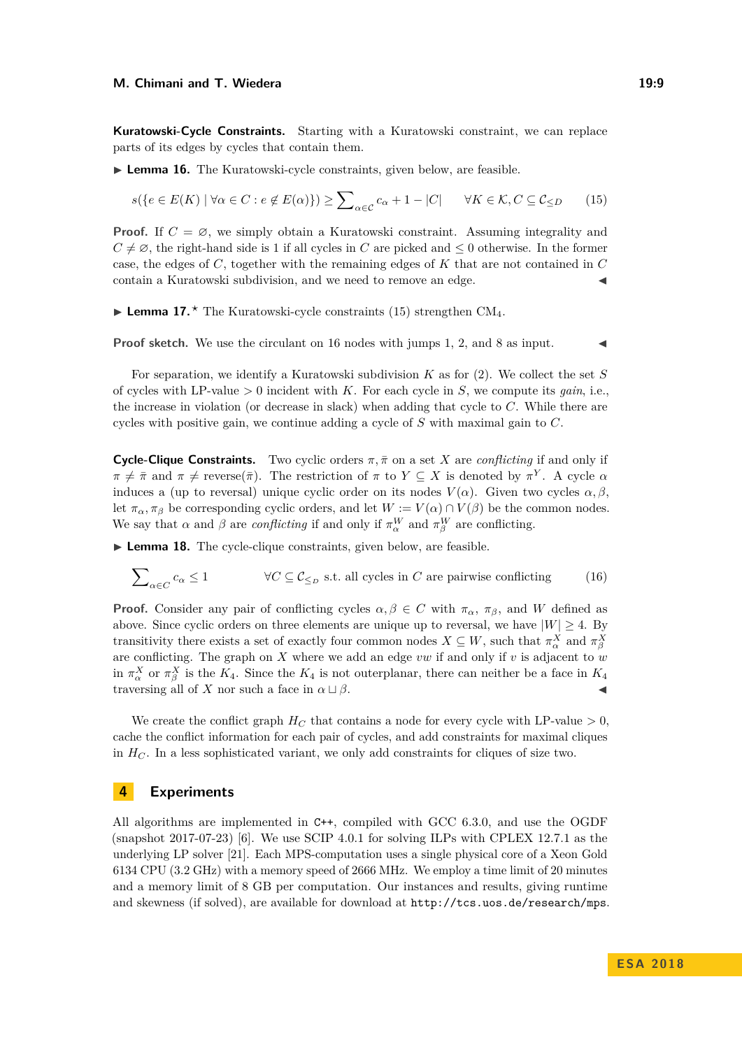**Kuratowski-Cycle Constraints.** Starting with a Kuratowski constraint, we can replace parts of its edges by cycles that contain them.

▶ **Lemma 16.** The Kuratowski-cycle constraints, given below, are feasible.

$$s(\{e \in E(K) \mid \forall \alpha \in C : e \notin E(\alpha)\}) \geq \sum\nolimits_{\alpha \in \mathcal{C}} c_\alpha + 1 - |C| \qquad \forall K \in \mathcal{K}, C \subseteq \mathcal{C}_{\leq D} \tag{15}$$

**Proof.** If $C = \varnothing$, we simply obtain a Kuratowski constraint. Assuming integrality and $C \neq \varnothing$, the right-hand side is 1 if all cycles in $C$ are picked and $\leq 0$ otherwise. In the former case, the edges of $C$, together with the remaining edges of $K$ that are not contained in $C$ contain a Kuratowski subdivision, and we need to remove an edge. ◀

▶ **Lemma 17.**$^\star$ The Kuratowski-cycle constraints (15) strengthen CM$_4$.

**Proof sketch.** We use the circulant on 16 nodes with jumps 1, 2, and 8 as input. ◀

For separation, we identify a Kuratowski subdivision $K$ as for (2). We collect the set $S$ of cycles with LP-value $> 0$ incident with $K$. For each cycle in $S$, we compute its *gain*, i.e., the increase in violation (or decrease in slack) when adding that cycle to $C$. While there are cycles with positive gain, we continue adding a cycle of $S$ with maximal gain to $C$.

**Cycle-Clique Constraints.** Two cyclic orders $\pi, \bar{\pi}$ on a set $X$ are *conflicting* if and only if $\pi \neq \bar{\pi}$ and $\pi \neq \text{reverse}(\bar{\pi})$. The restriction of $\pi$ to $Y \subseteq X$ is denoted by $\pi^Y$. A cycle $\alpha$ induces a (up to reversal) unique cyclic order on its nodes $V(\alpha)$. Given two cycles $\alpha, \beta$, let $\pi_\alpha, \pi_\beta$ be corresponding cyclic orders, and let $W := V(\alpha) \cap V(\beta)$ be the common nodes. We say that $\alpha$ and $\beta$ are *conflicting* if and only if $\pi_\alpha^W$ and $\pi_\beta^W$ are conflicting.

▶ **Lemma 18.** The cycle-clique constraints, given below, are feasible.

$$\sum\nolimits_{\alpha \in C} c_\alpha \leq 1 \qquad \forall C \subseteq \mathcal{C}_{\leq D} \text{ s.t. all cycles in } C \text{ are pairwise conflicting} \tag{16}$$

**Proof.** Consider any pair of conflicting cycles $\alpha, \beta \in C$ with $\pi_\alpha$, $\pi_\beta$, and $W$ defined as above. Since cyclic orders on three elements are unique up to reversal, we have $|W| \geq 4$. By transitivity there exists a set of exactly four common nodes $X \subseteq W$, such that $\pi_\alpha^X$ and $\pi_\beta^X$ are conflicting. The graph on $X$ where we add an edge $vw$ if and only if $v$ is adjacent to $w$ in $\pi_\alpha^X$ or $\pi_\beta^X$ is the $K_4$. Since the $K_4$ is not outerplanar, there can neither be a face in $K_4$ traversing all of $X$ nor such a face in $\alpha \sqcup \beta$. ◀

We create the conflict graph $H_C$ that contains a node for every cycle with LP-value $> 0$, cache the conflict information for each pair of cycles, and add constraints for maximal cliques in $H_C$. In a less sophisticated variant, we only add constraints for cliques of size two.

## 4 Experiments

All algorithms are implemented in C++, compiled with GCC 6.3.0, and use the OGDF (snapshot 2017-07-23) [6]. We use SCIP 4.0.1 for solving ILPs with CPLEX 12.7.1 as the underlying LP solver [21]. Each MPS-computation uses a single physical core of a Xeon Gold 6134 CPU (3.2 GHz) with a memory speed of 2666 MHz. We employ a time limit of 20 minutes and a memory limit of 8 GB per computation. Our instances and results, giving runtime and skewness (if solved), are available for download at http://tcs.uos.de/research/mps.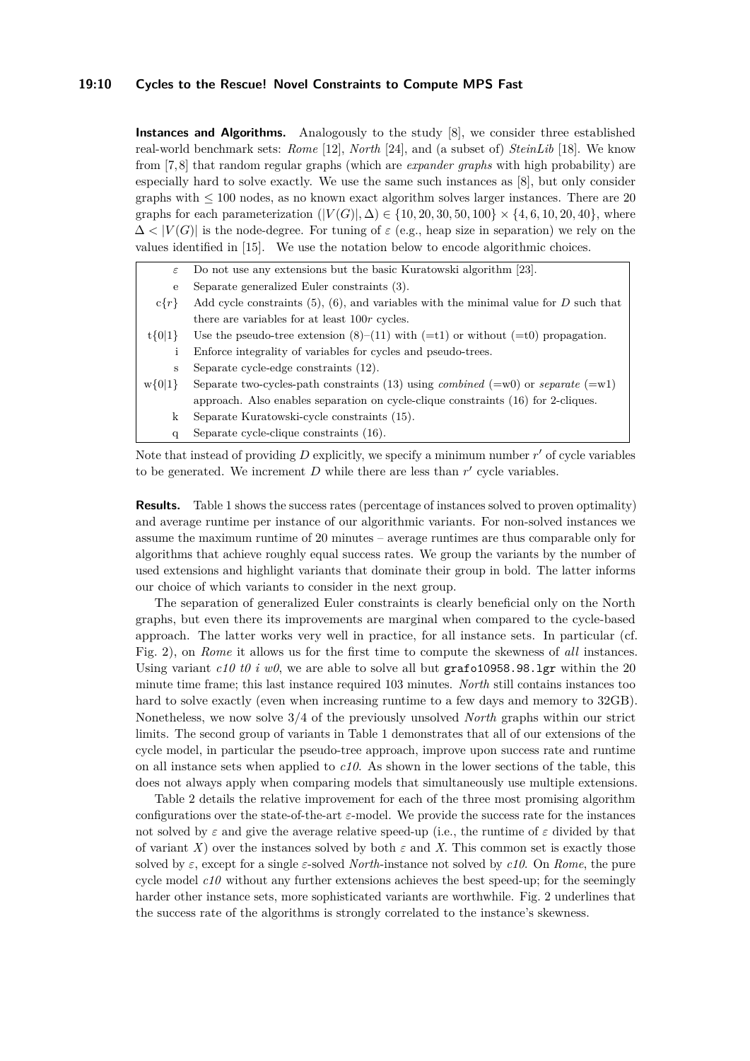**Instances and Algorithms.** Analogously to the study [8], we consider three established real-world benchmark sets: *Rome* [12], *North* [24], and (a subset of) *SteinLib* [18]. We know from [7,8] that random regular graphs (which are *expander graphs* with high probability) are especially hard to solve exactly. We use the same such instances as [8], but only consider graphs with $\leq 100$ nodes, as no known exact algorithm solves larger instances. There are 20 graphs for each parameterization $(|V(G)|, \Delta) \in \{10, 20, 30, 50, 100\} \times \{4, 6, 10, 20, 40\}$, where $\Delta < |V(G)|$ is the node-degree. For tuning of $\varepsilon$ (e.g., heap size in separation) we rely on the values identified in [15]. We use the notation below to encode algorithmic choices.

| | |
|---|---|
| $\varepsilon$ | Do not use any extensions but the basic Kuratowski algorithm [23]. |
| e | Separate generalized Euler constraints (3). |
| c{$r$} | Add cycle constraints (5), (6), and variables with the minimal value for $D$ such that there are variables for at least $100r$ cycles. |
| t{0\|1} | Use the pseudo-tree extension (8)–(11) with (=t1) or without (=t0) propagation. |
| i | Enforce integrality of variables for cycles and pseudo-trees. |
| s | Separate cycle-edge constraints (12). |
| w{0\|1} | Separate two-cycles-path constraints (13) using *combined* (=w0) or *separate* (=w1) approach. Also enables separation on cycle-clique constraints (16) for 2-cliques. |
| k | Separate Kuratowski-cycle constraints (15). |
| q | Separate cycle-clique constraints (16). |

Note that instead of providing $D$ explicitly, we specify a minimum number $r'$ of cycle variables to be generated. We increment $D$ while there are less than $r'$ cycle variables.

**Results.** Table 1 shows the success rates (percentage of instances solved to proven optimality) and average runtime per instance of our algorithmic variants. For non-solved instances we assume the maximum runtime of 20 minutes – average runtimes are thus comparable only for algorithms that achieve roughly equal success rates. We group the variants by the number of used extensions and highlight variants that dominate their group in bold. The latter informs our choice of which variants to consider in the next group.

The separation of generalized Euler constraints is clearly beneficial only on the North graphs, but even there its improvements are marginal when compared to the cycle-based approach. The latter works very well in practice, for all instance sets. In particular (cf. Fig. 2), on *Rome* it allows us for the first time to compute the skewness of *all* instances. Using variant *c10 t0 i w0*, we are able to solve all but `grafo10958.98.lgr` within the 20 minute time frame; this last instance required 103 minutes. *North* still contains instances too hard to solve exactly (even when increasing runtime to a few days and memory to 32GB). Nonetheless, we now solve 3/4 of the previously unsolved *North* graphs within our strict limits. The second group of variants in Table 1 demonstrates that all of our extensions of the cycle model, in particular the pseudo-tree approach, improve upon success rate and runtime on all instance sets when applied to *c10*. As shown in the lower sections of the table, this does not always apply when comparing models that simultaneously use multiple extensions.

Table 2 details the relative improvement for each of the three most promising algorithm configurations over the state-of-the-art $\varepsilon$-model. We provide the success rate for the instances not solved by $\varepsilon$ and give the average relative speed-up (i.e., the runtime of $\varepsilon$ divided by that of variant $X$) over the instances solved by both $\varepsilon$ and $X$. This common set is exactly those solved by $\varepsilon$, except for a single $\varepsilon$-solved *North*-instance not solved by *c10*. On *Rome*, the pure cycle model *c10* without any further extensions achieves the best speed-up; for the seemingly harder other instance sets, more sophisticated variants are worthwhile. Fig. 2 underlines that the success rate of the algorithms is strongly correlated to the instance's skewness.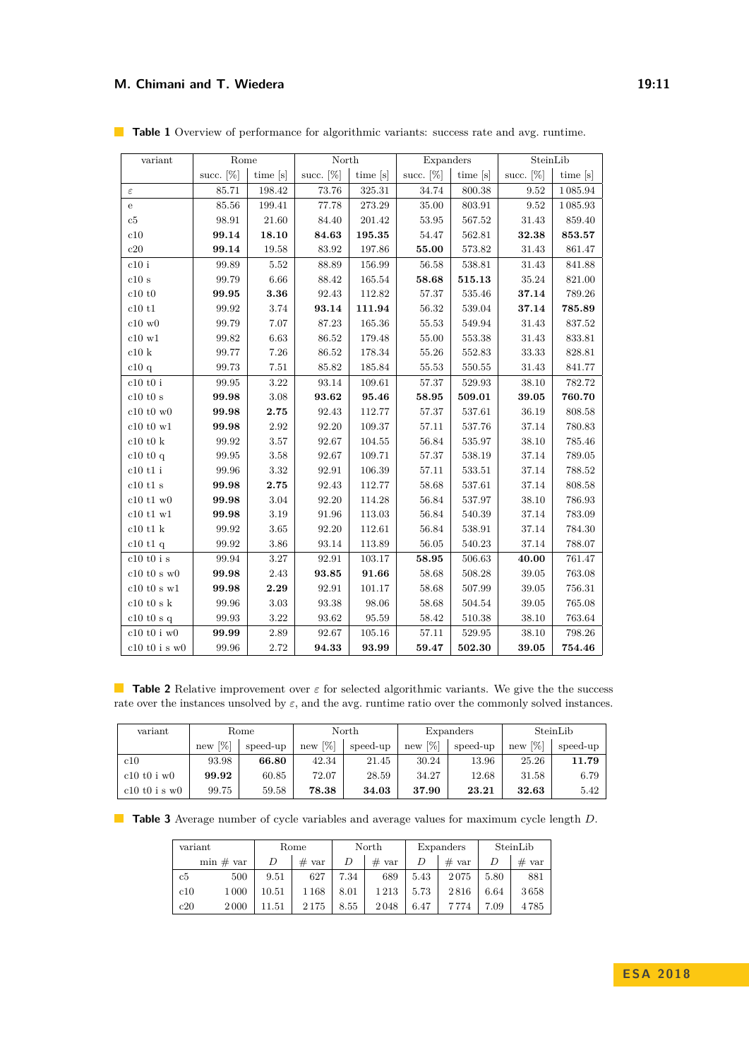**Table 1** Overview of performance for algorithmic variants: success rate and avg. runtime.

| variant | Rome | | North | | Expanders | | SteinLib | |
|---|---|---|---|---|---|---|---|---|
| | succ. [%] | time [s] | succ. [%] | time [s] | succ. [%] | time [s] | succ. [%] | time [s] |
| $\varepsilon$ | 85.71 | 198.42 | 73.76 | 325.31 | 34.74 | 800.38 | 9.52 | 1 085.94 |
| e | 85.56 | 199.41 | 77.78 | 273.29 | 35.00 | 803.91 | 9.52 | 1 085.93 |
| c5 | 98.91 | 21.60 | 84.40 | 201.42 | 53.95 | 567.52 | 31.43 | 859.40 |
| c10 | **99.14** | **18.10** | **84.63** | **195.35** | 54.47 | 562.81 | **32.38** | **853.57** |
| c20 | **99.14** | 19.58 | 83.92 | 197.86 | **55.00** | 573.82 | 31.43 | 861.47 |
| c10 i | 99.89 | 5.52 | 88.89 | 156.99 | 56.58 | 538.81 | 31.43 | 841.88 |
| c10 s | 99.79 | 6.66 | 88.42 | 165.54 | **58.68** | **515.13** | 35.24 | 821.00 |
| c10 t0 | **99.95** | **3.36** | 92.43 | 112.82 | 57.37 | 535.46 | **37.14** | 789.26 |
| c10 t1 | 99.92 | 3.74 | **93.14** | **111.94** | 56.32 | 539.04 | **37.14** | **785.89** |
| c10 w0 | 99.79 | 7.07 | 87.23 | 165.36 | 55.53 | 549.94 | 31.43 | 837.52 |
| c10 w1 | 99.82 | 6.63 | 86.52 | 179.48 | 55.00 | 553.38 | 31.43 | 833.81 |
| c10 k | 99.77 | 7.26 | 86.52 | 178.34 | 55.26 | 552.83 | 33.33 | 828.81 |
| c10 q | 99.73 | 7.51 | 85.82 | 185.84 | 55.53 | 550.55 | 31.43 | 841.77 |
| c10 t0 i | 99.95 | 3.22 | 93.14 | 109.61 | 57.37 | 529.93 | 38.10 | 782.72 |
| c10 t0 s | **99.98** | 3.08 | **93.62** | **95.46** | **58.95** | **509.01** | **39.05** | **760.70** |
| c10 t0 w0 | **99.98** | **2.75** | 92.43 | 112.77 | 57.37 | 537.61 | 36.19 | 808.58 |
| c10 t0 w1 | **99.98** | 2.92 | 92.20 | 109.37 | 57.11 | 537.76 | 37.14 | 780.83 |
| c10 t0 k | 99.92 | 3.57 | 92.67 | 104.55 | 56.84 | 535.97 | 38.10 | 785.46 |
| c10 t0 q | 99.95 | 3.58 | 92.67 | 109.71 | 57.37 | 538.19 | 37.14 | 789.05 |
| c10 t1 i | 99.96 | 3.32 | 92.91 | 106.39 | 57.11 | 533.51 | 37.14 | 788.52 |
| c10 t1 s | **99.98** | **2.75** | 92.43 | 112.77 | 58.68 | 537.61 | 37.14 | 808.58 |
| c10 t1 w0 | **99.98** | 3.04 | 92.20 | 114.28 | 56.84 | 537.97 | 38.10 | 786.93 |
| c10 t1 w1 | **99.98** | 3.19 | 91.96 | 113.03 | 56.84 | 540.39 | 37.14 | 783.09 |
| c10 t1 k | 99.92 | 3.65 | 92.20 | 112.61 | 56.84 | 538.91 | 37.14 | 784.30 |
| c10 t1 q | 99.92 | 3.86 | 93.14 | 113.89 | 56.05 | 540.23 | 37.14 | 788.07 |
| c10 t0 i s | 99.94 | 3.27 | 92.91 | 103.17 | **58.95** | 506.63 | **40.00** | 761.47 |
| c10 t0 s w0 | **99.98** | 2.43 | **93.85** | **91.66** | 58.68 | 508.28 | 39.05 | 763.08 |
| c10 t0 s w1 | **99.98** | **2.29** | 92.91 | 101.17 | 58.68 | 507.99 | 39.05 | 756.31 |
| c10 t0 s k | 99.96 | 3.03 | 93.38 | 98.06 | 58.68 | 504.54 | 39.05 | 765.08 |
| c10 t0 s q | 99.93 | 3.22 | 93.62 | 95.59 | 58.42 | 510.38 | 38.10 | 763.64 |
| c10 t0 i w0 | **99.99** | 2.89 | 92.67 | 105.16 | 57.11 | 529.95 | 38.10 | 798.26 |
| c10 t0 i s w0 | 99.96 | 2.72 | **94.33** | **93.99** | **59.47** | **502.30** | **39.05** | **754.46** |

**Table 2** Relative improvement over $\varepsilon$ for selected algorithmic variants. We give the the success rate over the instances unsolved by $\varepsilon$, and the avg. runtime ratio over the commonly solved instances.

| variant | Rome | | North | | Expanders | | SteinLib | |
|---|---|---|---|---|---|---|---|---|
| | new [%] | speed-up | new [%] | speed-up | new [%] | speed-up | new [%] | speed-up |
| c10 | 93.98 | **66.80** | 42.34 | 21.45 | 30.24 | 13.96 | 25.26 | **11.79** |
| c10 t0 i w0 | **99.92** | 60.85 | 72.07 | 28.59 | 34.27 | 12.68 | 31.58 | 6.79 |
| c10 t0 i s w0 | 99.75 | 59.58 | **78.38** | **34.03** | **37.90** | **23.21** | **32.63** | 5.42 |

**Table 3** Average number of cycle variables and average values for maximum cycle length $D$.

| variant | min # var | Rome | | North | | Expanders | | SteinLib | |
|---|---|---|---|---|---|---|---|---|---|
| | | $D$ | # var | $D$ | # var | $D$ | # var | $D$ | # var |
| c5 | 500 | 9.51 | 627 | 7.34 | 689 | 5.43 | 2 075 | 5.80 | 881 |
| c10 | 1 000 | 10.51 | 1 168 | 8.01 | 1 213 | 5.73 | 2 816 | 6.64 | 3 658 |
| c20 | 2 000 | 11.51 | 2 175 | 8.55 | 2 048 | 6.47 | 7 774 | 7.09 | 4 785 |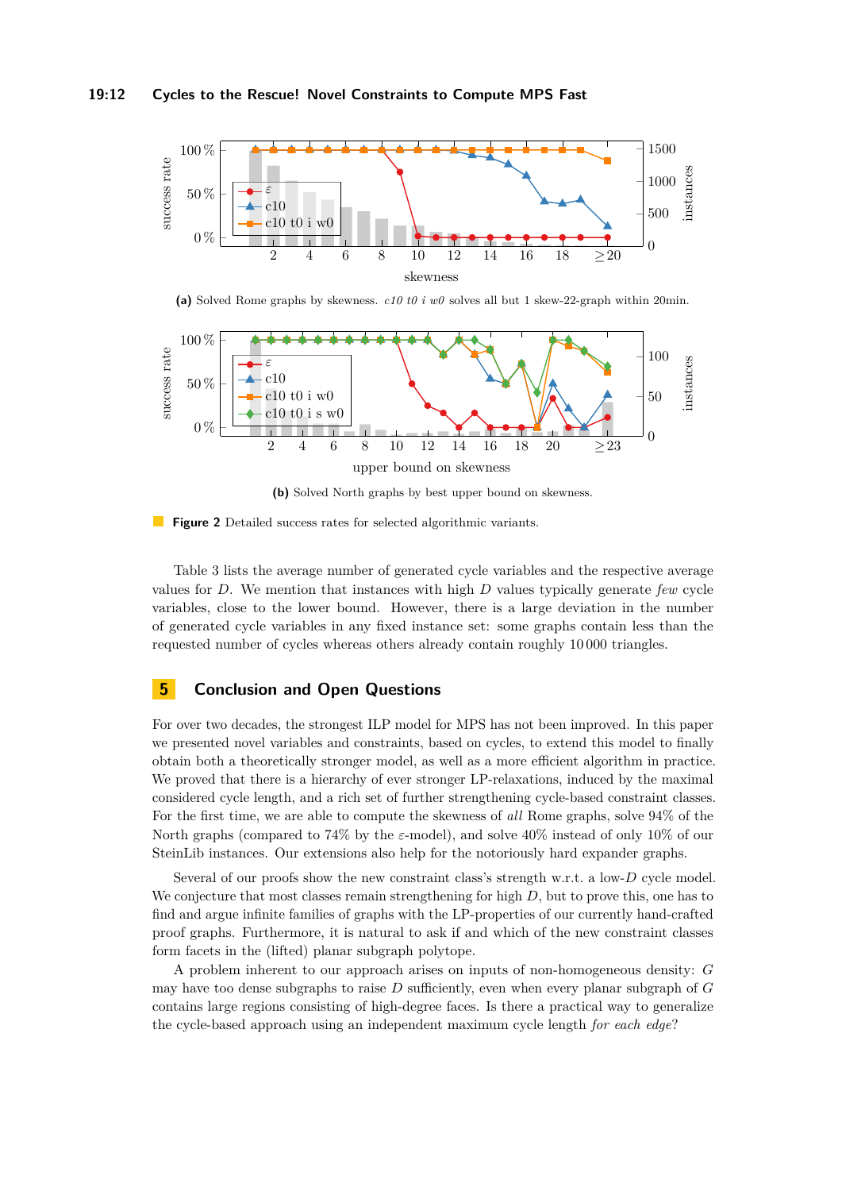success rate

100 %

50 %

0 %

1500

1000

500

0

instances

$\varepsilon$

c10

c10 t0 i w0

2 4 6 8 10 12 14 16 18 ≥20

skewness

**(a)** Solved Rome graphs by skewness. *c10 t0 i w0* solves all but 1 skew-22-graph within 20min.

success rate

100 %

50 %

0 %

100

50

0

instances

$\varepsilon$

c10

c10 t0 i w0

c10 t0 i s w0

2 4 6 8 10 12 14 16 18 20 ≥23

upper bound on skewness

**(b)** Solved North graphs by best upper bound on skewness.

**Figure 2** Detailed success rates for selected algorithmic variants.

Table 3 lists the average number of generated cycle variables and the respective average values for $D$. We mention that instances with high $D$ values typically generate *few* cycle variables, close to the lower bound. However, there is a large deviation in the number of generated cycle variables in any fixed instance set: some graphs contain less than the requested number of cycles whereas others already contain roughly 10 000 triangles.

## 5 Conclusion and Open Questions

For over two decades, the strongest ILP model for MPS has not been improved. In this paper we presented novel variables and constraints, based on cycles, to extend this model to finally obtain both a theoretically stronger model, as well as a more efficient algorithm in practice. We proved that there is a hierarchy of ever stronger LP-relaxations, induced by the maximal considered cycle length, and a rich set of further strengthening cycle-based constraint classes. For the first time, we are able to compute the skewness of *all* Rome graphs, solve 94% of the North graphs (compared to 74% by the $\varepsilon$-model), and solve 40% instead of only 10% of our SteinLib instances. Our extensions also help for the notoriously hard expander graphs.

Several of our proofs show the new constraint class's strength w.r.t. a low-$D$ cycle model. We conjecture that most classes remain strengthening for high $D$, but to prove this, one has to find and argue infinite families of graphs with the LP-properties of our currently hand-crafted proof graphs. Furthermore, it is natural to ask if and which of the new constraint classes form facets in the (lifted) planar subgraph polytope.

A problem inherent to our approach arises on inputs of non-homogeneous density: $G$ may have too dense subgraphs to raise $D$ sufficiently, even when every planar subgraph of $G$ contains large regions consisting of high-degree faces. Is there a practical way to generalize the cycle-based approach using an independent maximum cycle length *for each edge*?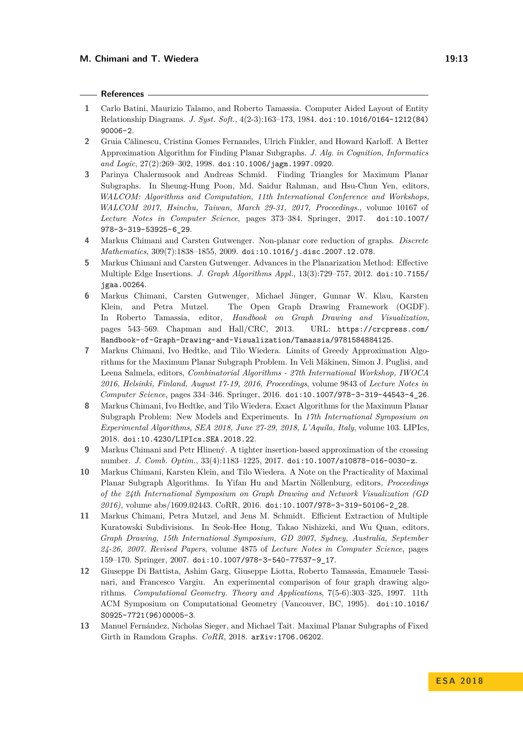## References

1. Carlo Batini, Maurizio Talamo, and Roberto Tamassia. Computer Aided Layout of Entity Relationship Diagrams. *J. Syst. Soft.*, 4(2-3):163–173, 1984. doi:10.1016/0164-1212(84)90006-2.
2. Gruia Călinescu, Cristina Gomes Fernandes, Ulrich Finkler, and Howard Karloff. A Better Approximation Algorithm for Finding Planar Subgraphs. *J. Alg. in Cognition, Informatics and Logic*, 27(2):269–302, 1998. doi:10.1006/jagm.1997.0920.
3. Parinya Chalermsook and Andreas Schmid. Finding Triangles for Maximum Planar Subgraphs. In Sheung-Hung Poon, Md. Saidur Rahman, and Hsu-Chun Yen, editors, *WALCOM: Algorithms and Computation, 11th International Conference and Workshops, WALCOM 2017, Hsinchu, Taiwan, March 29-31, 2017, Proceedings.*, volume 10167 of *Lecture Notes in Computer Science*, pages 373–384. Springer, 2017. doi:10.1007/978-3-319-53925-6_29.
4. Markus Chimani and Carsten Gutwenger. Non-planar core reduction of graphs. *Discrete Mathematics*, 309(7):1838–1855, 2009. doi:10.1016/j.disc.2007.12.078.
5. Markus Chimani and Carsten Gutwenger. Advances in the Planarization Method: Effective Multiple Edge Insertions. *J. Graph Algorithms Appl.*, 13(3):729–757, 2012. doi:10.7155/jgaa.00264.
6. Markus Chimani, Carsten Gutwenger, Michael Jünger, Gunnar W. Klau, Karsten Klein, and Petra Mutzel. The Open Graph Drawing Framework (OGDF). In Roberto Tamassia, editor, *Handbook on Graph Drawing and Visualization*, pages 543–569. Chapman and Hall/CRC, 2013. URL: https://crcpress.com/Handbook-of-Graph-Drawing-and-Visualization/Tamassia/9781584884125.
7. Markus Chimani, Ivo Hedtke, and Tilo Wiedera. Limits of Greedy Approximation Algorithms for the Maximum Planar Subgraph Problem. In Veli Mäkinen, Simon J. Puglisi, and Leena Salmela, editors, *Combinatorial Algorithms - 27th International Workshop, IWOCA 2016, Helsinki, Finland, August 17-19, 2016, Proceedings*, volume 9843 of *Lecture Notes in Computer Science*, pages 334–346. Springer, 2016. doi:10.1007/978-3-319-44543-4_26.
8. Markus Chimani, Ivo Hedtke, and Tilo Wiedera. Exact Algorithms for the Maximum Planar Subgraph Problem: New Models and Experiments. In *17th International Symposium on Experimental Algorithms, SEA 2018, June 27-29, 2018, L'Aquila, Italy*, volume 103. LIPIcs, 2018. doi:10.4230/LIPIcs.SEA.2018.22.
9. Markus Chimani and Petr Hliněný. A tighter insertion-based approximation of the crossing number. *J. Comb. Optim.*, 33(4):1183–1225, 2017. doi:10.1007/s10878-016-0030-z.
10. Markus Chimani, Karsten Klein, and Tilo Wiedera. A Note on the Practicality of Maximal Planar Subgraph Algorithms. In Yifan Hu and Martin Nöllenburg, editors, *Proceedings of the 24th International Symposium on Graph Drawing and Network Visualization (GD 2016)*, volume abs/1609.02443. CoRR, 2016. doi:10.1007/978-3-319-50106-2_28.
11. Markus Chimani, Petra Mutzel, and Jens M. Schmidt. Efficient Extraction of Multiple Kuratowski Subdivisions. In Seok-Hee Hong, Takao Nishizeki, and Wu Quan, editors, *Graph Drawing, 15th International Symposium, GD 2007, Sydney, Australia, September 24-26, 2007. Revised Papers*, volume 4875 of *Lecture Notes in Computer Science*, pages 159–170. Springer, 2007. doi:10.1007/978-3-540-77537-9_17.
12. Giuseppe Di Battista, Ashim Garg, Giuseppe Liotta, Roberto Tamassia, Emanuele Tassinari, and Francesco Vargiu. An experimental comparison of four graph drawing algorithms. *Computational Geometry. Theory and Applications*, 7(5-6):303–325, 1997. 11th ACM Symposium on Computational Geometry (Vancouver, BC, 1995). doi:10.1016/S0925-7721(96)00005-3.
13. Manuel Fernández, Nicholas Sieger, and Michael Tait. Maximal Planar Subgraphs of Fixed Girth in Ramdom Graphs. *CoRR*, 2018. arXiv:1706.06202.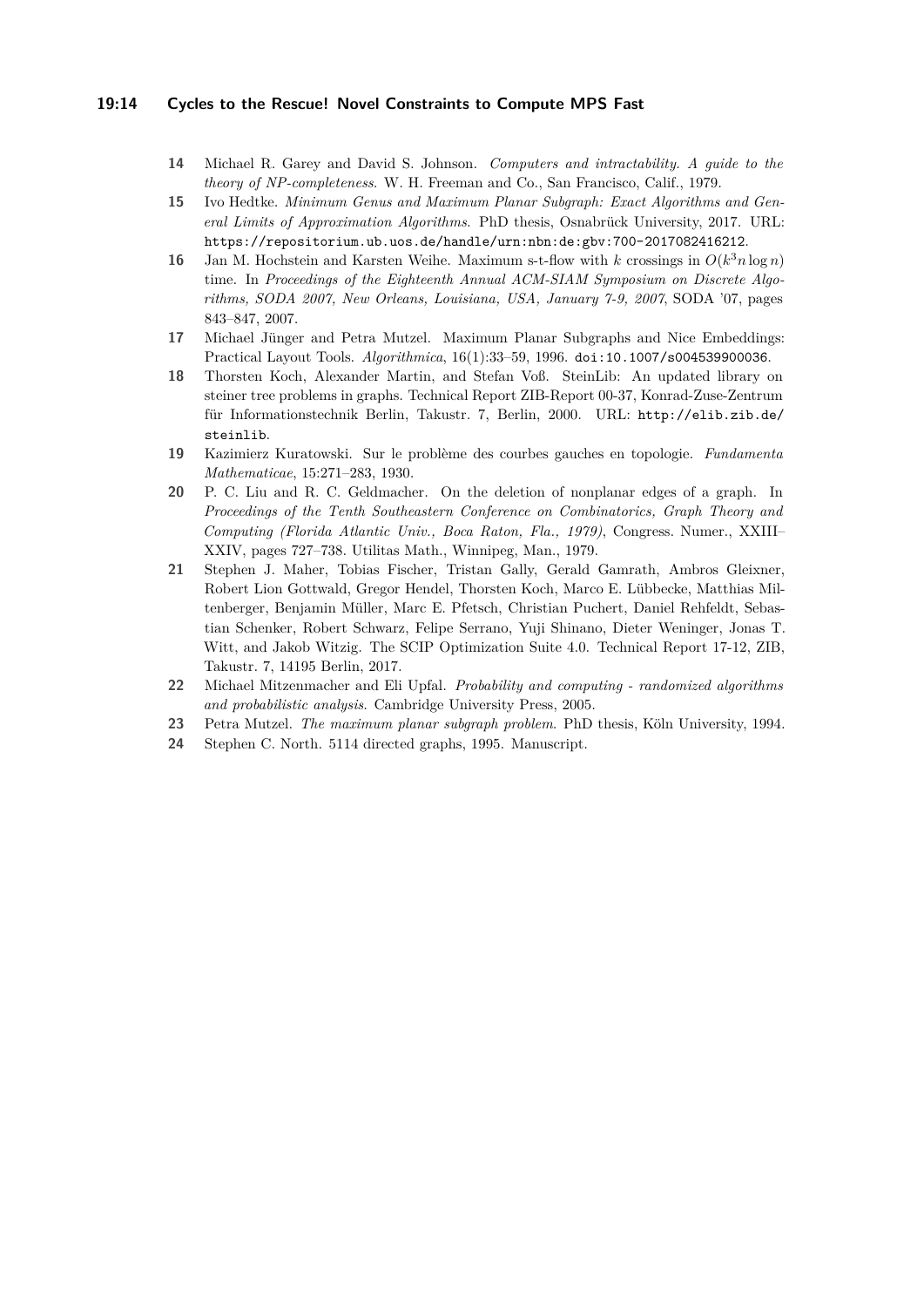14 Michael R. Garey and David S. Johnson. *Computers and intractability. A guide to the theory of NP-completeness*. W. H. Freeman and Co., San Francisco, Calif., 1979.

15 Ivo Hedtke. *Minimum Genus and Maximum Planar Subgraph: Exact Algorithms and General Limits of Approximation Algorithms*. PhD thesis, Osnabrück University, 2017. URL: https://repositorium.ub.uos.de/handle/urn:nbn:de:gbv:700-2017082416212.

16 Jan M. Hochstein and Karsten Weihe. Maximum s-t-flow with $k$ crossings in $O(k^3 n \log n)$ time. In *Proceedings of the Eighteenth Annual ACM-SIAM Symposium on Discrete Algorithms, SODA 2007, New Orleans, Louisiana, USA, January 7-9, 2007*, SODA '07, pages 843–847, 2007.

17 Michael Jünger and Petra Mutzel. Maximum Planar Subgraphs and Nice Embeddings: Practical Layout Tools. *Algorithmica*, 16(1):33–59, 1996. doi:10.1007/s004539900036.

18 Thorsten Koch, Alexander Martin, and Stefan Voß. SteinLib: An updated library on steiner tree problems in graphs. Technical Report ZIB-Report 00-37, Konrad-Zuse-Zentrum für Informationstechnik Berlin, Takustr. 7, Berlin, 2000. URL: http://elib.zib.de/steinlib.

19 Kazimierz Kuratowski. Sur le problème des courbes gauches en topologie. *Fundamenta Mathematicae*, 15:271–283, 1930.

20 P. C. Liu and R. C. Geldmacher. On the deletion of nonplanar edges of a graph. In *Proceedings of the Tenth Southeastern Conference on Combinatorics, Graph Theory and Computing (Florida Atlantic Univ., Boca Raton, Fla., 1979)*, Congress. Numer., XXIII–XXIV, pages 727–738. Utilitas Math., Winnipeg, Man., 1979.

21 Stephen J. Maher, Tobias Fischer, Tristan Gally, Gerald Gamrath, Ambros Gleixner, Robert Lion Gottwald, Gregor Hendel, Thorsten Koch, Marco E. Lübbecke, Matthias Miltenberger, Benjamin Müller, Marc E. Pfetsch, Christian Puchert, Daniel Rehfeldt, Sebastian Schenker, Robert Schwarz, Felipe Serrano, Yuji Shinano, Dieter Weninger, Jonas T. Witt, and Jakob Witzig. The SCIP Optimization Suite 4.0. Technical Report 17-12, ZIB, Takustr. 7, 14195 Berlin, 2017.

22 Michael Mitzenmacher and Eli Upfal. *Probability and computing - randomized algorithms and probabilistic analysis*. Cambridge University Press, 2005.

23 Petra Mutzel. *The maximum planar subgraph problem*. PhD thesis, Köln University, 1994.

24 Stephen C. North. 5114 directed graphs, 1995. Manuscript.